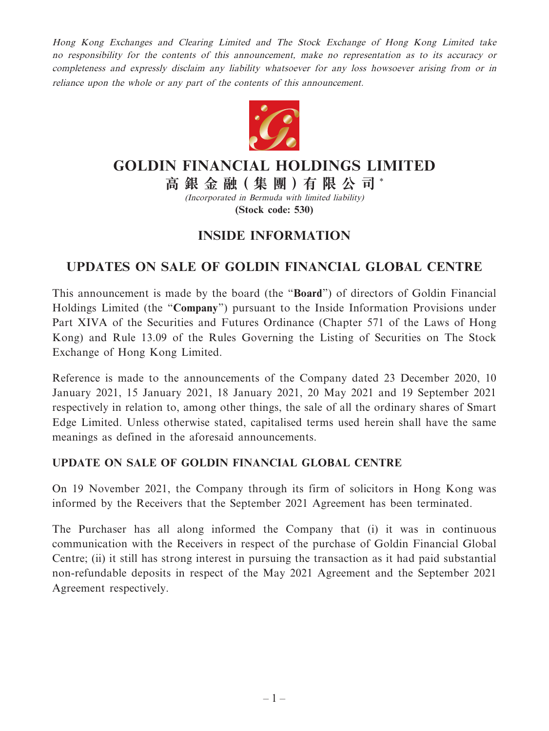*Hong Kong Exchanges and Clearing Limited and The Stock Exchange of Hong Kong Limited take no responsibility for the contents of this announcement, make no representation as to its accuracy or completeness and expressly disclaim any liability whatsoever for any loss howsoever arising from or in reliance upon the whole or any part of the contents of this announcement.*

# GOLDIN FINANCIAL HOLDINGS LIMITED

# 高銀金融(集團)有限公司*

*(Incorporated in Bermuda with limited liability)*

**(Stock code: 530)**

## INSIDE INFORMATION

## UPDATES ON SALE OF GOLDIN FINANCIAL GLOBAL CENTRE

This announcement is made by the board (the "**Board**") of directors of Goldin Financial Holdings Limited (the "**Company**") pursuant to the Inside Information Provisions under Part XIVA of the Securities and Futures Ordinance (Chapter 571 of the Laws of Hong Kong) and Rule 13.09 of the Rules Governing the Listing of Securities on The Stock Exchange of Hong Kong Limited.

Reference is made to the announcements of the Company dated 23 December 2020, 10 January 2021, 15 January 2021, 18 January 2021, 20 May 2021 and 19 September 2021 respectively in relation to, among other things, the sale of all the ordinary shares of Smart Edge Limited. Unless otherwise stated, capitalised terms used herein shall have the same meanings as defined in the aforesaid announcements.

### UPDATE ON SALE OF GOLDIN FINANCIAL GLOBAL CENTRE

On 19 November 2021, the Company through its firm of solicitors in Hong Kong was informed by the Receivers that the September 2021 Agreement has been terminated.

The Purchaser has all along informed the Company that (i) it was in continuous communication with the Receivers in respect of the purchase of Goldin Financial Global Centre; (ii) it still has strong interest in pursuing the transaction as it had paid substantial non-refundable deposits in respect of the May 2021 Agreement and the September 2021 Agreement respectively.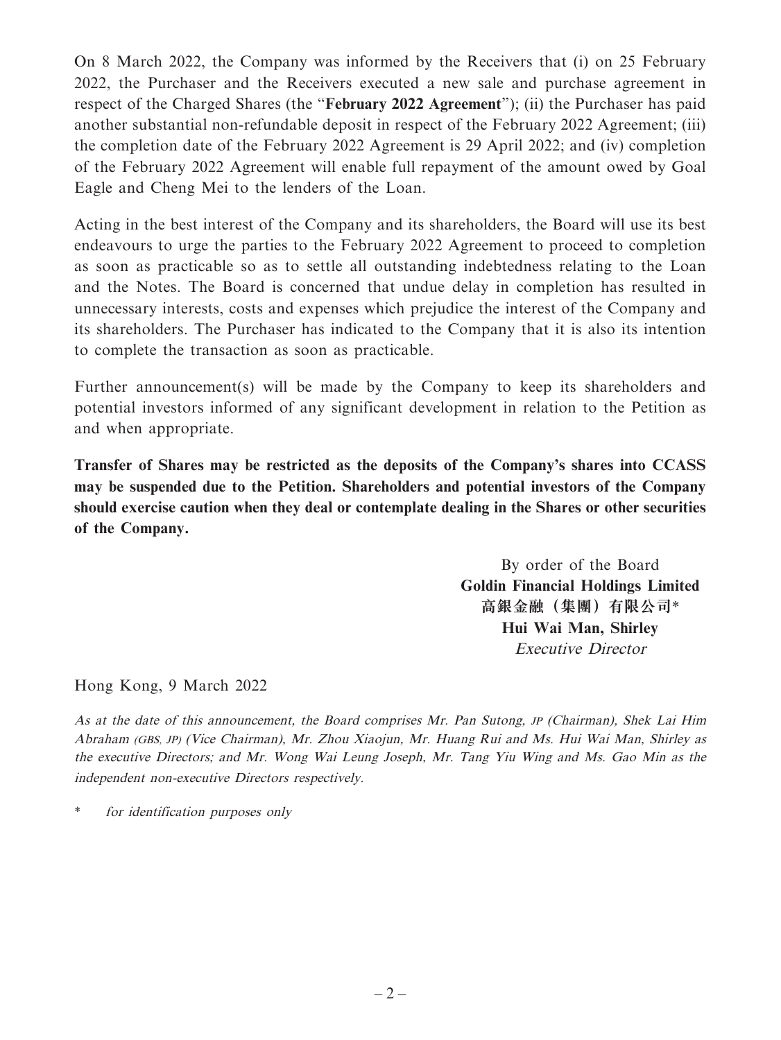On 8 March 2022, the Company was informed by the Receivers that (i) on 25 February 2022, the Purchaser and the Receivers executed a new sale and purchase agreement in respect of the Charged Shares (the "**February 2022 Agreement**"); (ii) the Purchaser has paid another substantial non-refundable deposit in respect of the February 2022 Agreement; (iii) the completion date of the February 2022 Agreement is 29 April 2022; and (iv) completion of the February 2022 Agreement will enable full repayment of the amount owed by Goal Eagle and Cheng Mei to the lenders of the Loan.

Acting in the best interest of the Company and its shareholders, the Board will use its best endeavours to urge the parties to the February 2022 Agreement to proceed to completion as soon as practicable so as to settle all outstanding indebtedness relating to the Loan and the Notes. The Board is concerned that undue delay in completion has resulted in unnecessary interests, costs and expenses which prejudice the interest of the Company and its shareholders. The Purchaser has indicated to the Company that it is also its intention to complete the transaction as soon as practicable.

Further announcement(s) will be made by the Company to keep its shareholders and potential investors informed of any significant development in relation to the Petition as and when appropriate.

**Transfer of Shares may be restricted as the deposits of the Company's shares into CCASS may be suspended due to the Petition. Shareholders and potential investors of the Company should exercise caution when they deal or contemplate dealing in the Shares or other securities of the Company.**

By order of the Board
**Goldin Financial Holdings Limited**
**高銀金融（集團）有限公司***
**Hui Wai Man, Shirley**
*Executive Director*

Hong Kong, 9 March 2022

*As at the date of this announcement, the Board comprises Mr. Pan Sutong, JP (Chairman), Shek Lai Him Abraham (GBS, JP) (Vice Chairman), Mr. Zhou Xiaojun, Mr. Huang Rui and Ms. Hui Wai Man, Shirley as the executive Directors; and Mr. Wong Wai Leung Joseph, Mr. Tang Yiu Wing and Ms. Gao Min as the independent non-executive Directors respectively.*

\* *for identification purposes only*